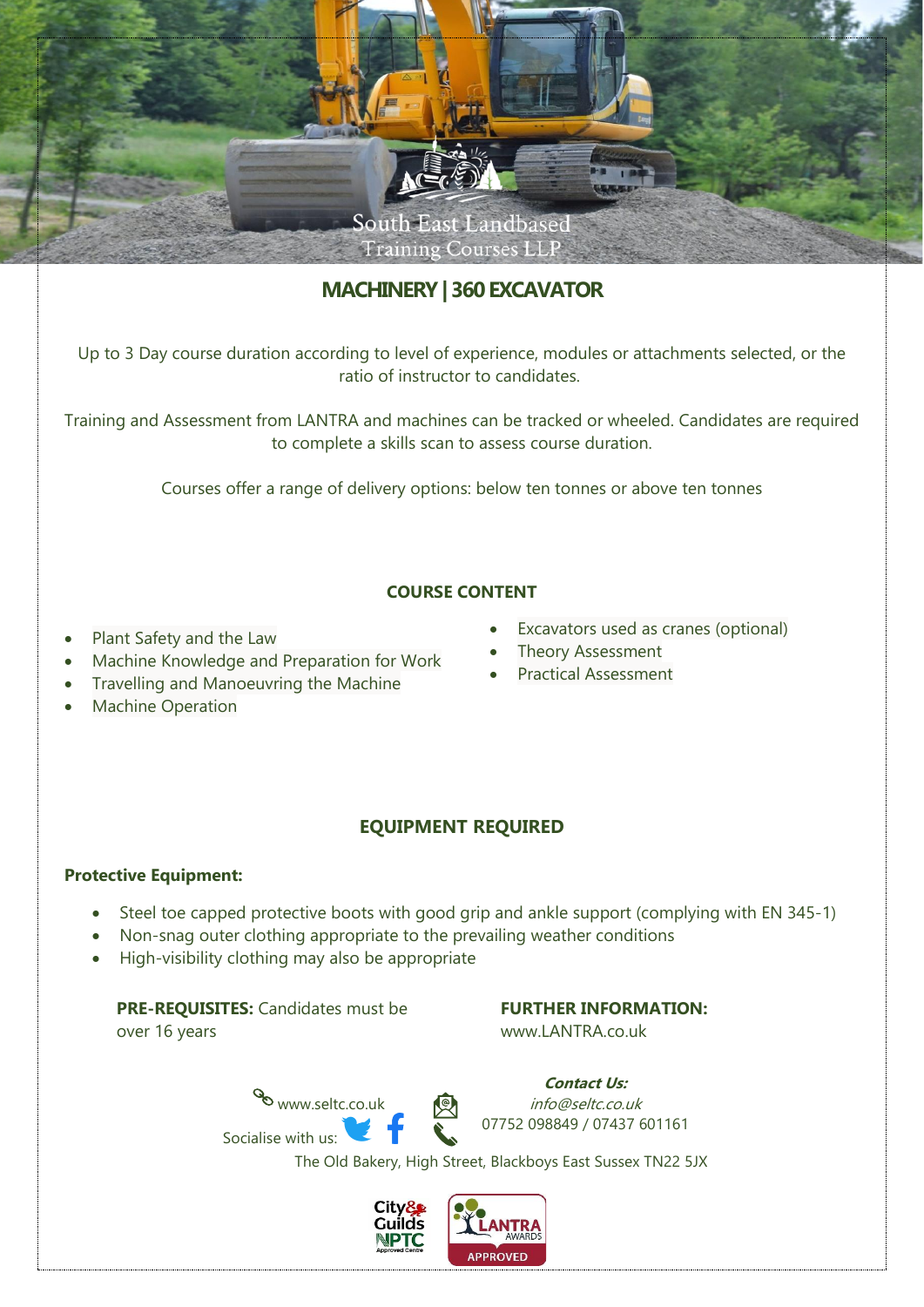South East Landbased Training Courses LLP

# MACHINERY | 360 EXCAVATOR

Up to 3 Day course duration according to level of experience, modules or attachments selected, or the ratio of instructor to candidates.

Training and Assessment from LANTRA and machines can be tracked or wheeled. Candidates are required to complete a skills scan to assess course duration.

Courses offer a range of delivery options: below ten tonnes or above ten tonnes

## COURSE CONTENT

- Plant Safety and the Law
- Machine Knowledge and Preparation for Work
- Travelling and Manoeuvring the Machine
- Machine Operation
- Excavators used as cranes (optional)
- Theory Assessment
- Practical Assessment

## EQUIPMENT REQUIRED

**Protective Equipment:**

- Steel toe capped protective boots with good grip and ankle support (complying with EN 345-1)
- Non-snag outer clothing appropriate to the prevailing weather conditions
- High-visibility clothing may also be appropriate

**PRE-REQUISITES:** Candidates must be over 16 years

**FURTHER INFORMATION:** www.LANTRA.co.uk

www.seltc.co.uk

Socialise with us:

***Contact Us:***

*info@seltc.co.uk*

07752 098849 / 07437 601161

The Old Bakery, High Street, Blackboys East Sussex TN22 5JX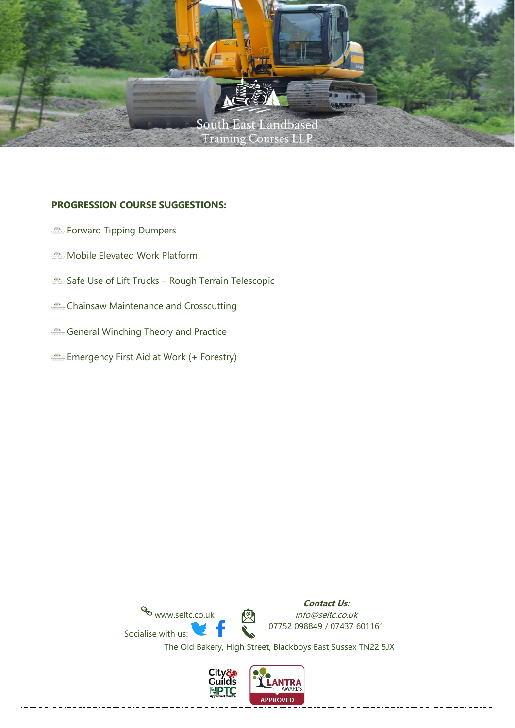South East Landbased Training Courses LLP

**PROGRESSION COURSE SUGGESTIONS:**

- Forward Tipping Dumpers
- Mobile Elevated Work Platform
- Safe Use of Lift Trucks – Rough Terrain Telescopic
- Chainsaw Maintenance and Crosscutting
- General Winching Theory and Practice
- Emergency First Aid at Work (+ Forestry)

www.seltc.co.uk

Socialise with us:

***Contact Us:***

*info@seltc.co.uk*

07752 098849 / 07437 601161

The Old Bakery, High Street, Blackboys East Sussex TN22 5JX

City & Guilds NPTC Approved Centre

LANTRA AWARDS APPROVED